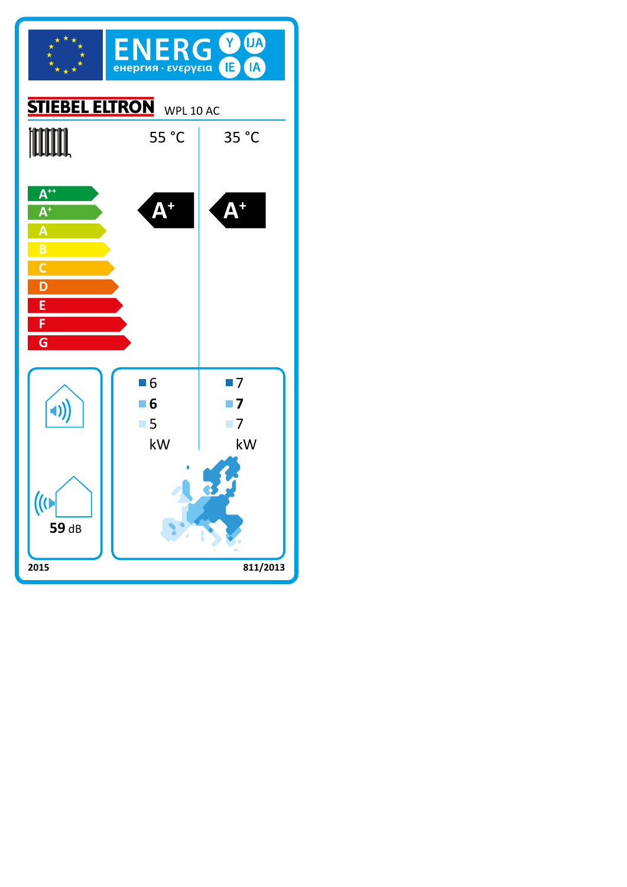# ENERG Y IJA IE IA

енергия · ενεργεια

**STIEBEL ELTRON** WPL 10 AC

| | 55 °C | 35 °C |
|---|---|---|
| Energy efficiency class | A+ | A+ |

A++ · A+ · A · B · C · D · E · F · G

| | 55 °C | 35 °C |
|---|---|---|
| ■ | 6 | 7 |
| ■ | **6** | **7** |
| ■ | 5 | 7 |
| | kW | kW |

59 dB

2015

811/2013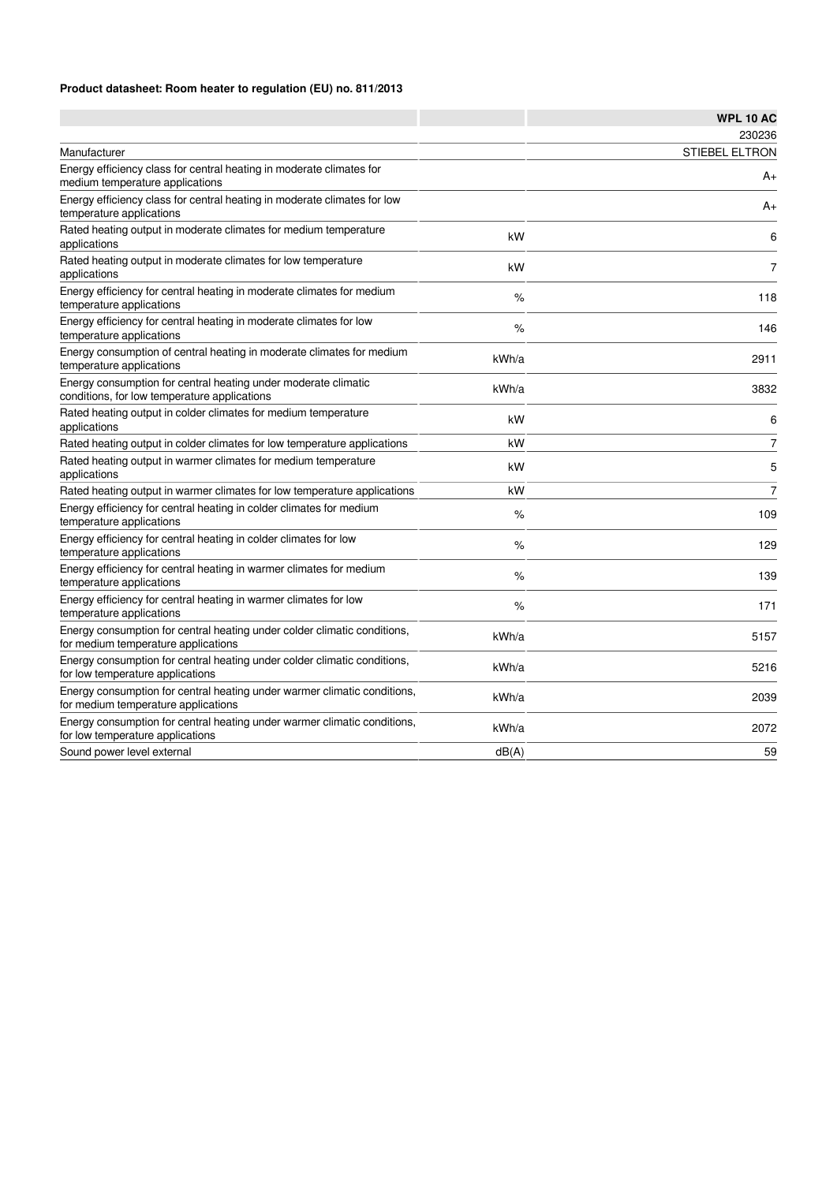**Product datasheet: Room heater to regulation (EU) no. 811/2013**

| | | WPL 10 AC |
|---|---|---|
| | | 230236 |
| Manufacturer | | STIEBEL ELTRON |
| Energy efficiency class for central heating in moderate climates for medium temperature applications | | A+ |
| Energy efficiency class for central heating in moderate climates for low temperature applications | | A+ |
| Rated heating output in moderate climates for medium temperature applications | kW | 6 |
| Rated heating output in moderate climates for low temperature applications | kW | 7 |
| Energy efficiency for central heating in moderate climates for medium temperature applications | % | 118 |
| Energy efficiency for central heating in moderate climates for low temperature applications | % | 146 |
| Energy consumption of central heating in moderate climates for medium temperature applications | kWh/a | 2911 |
| Energy consumption for central heating under moderate climatic conditions, for low temperature applications | kWh/a | 3832 |
| Rated heating output in colder climates for medium temperature applications | kW | 6 |
| Rated heating output in colder climates for low temperature applications | kW | 7 |
| Rated heating output in warmer climates for medium temperature applications | kW | 5 |
| Rated heating output in warmer climates for low temperature applications | kW | 7 |
| Energy efficiency for central heating in colder climates for medium temperature applications | % | 109 |
| Energy efficiency for central heating in colder climates for low temperature applications | % | 129 |
| Energy efficiency for central heating in warmer climates for medium temperature applications | % | 139 |
| Energy efficiency for central heating in warmer climates for low temperature applications | % | 171 |
| Energy consumption for central heating under colder climatic conditions, for medium temperature applications | kWh/a | 5157 |
| Energy consumption for central heating under colder climatic conditions, for low temperature applications | kWh/a | 5216 |
| Energy consumption for central heating under warmer climatic conditions, for medium temperature applications | kWh/a | 2039 |
| Energy consumption for central heating under warmer climatic conditions, for low temperature applications | kWh/a | 2072 |
| Sound power level external | dB(A) | 59 |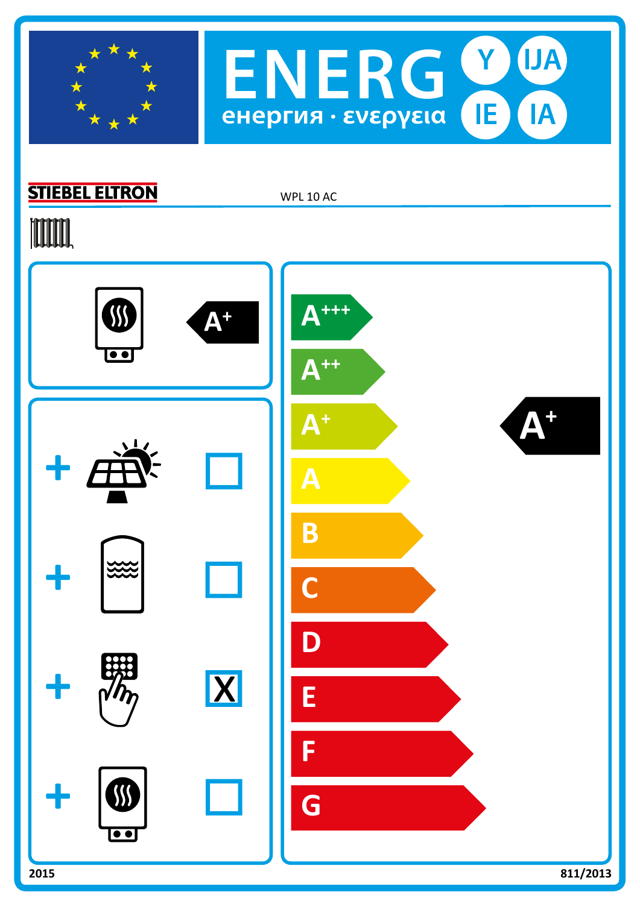# ENERG Y IJA IE IA

енергия · ενεργεια

STIEBEL ELTRON WPL 10 AC

A+

| | |
|---|---|
| + | ☐ |
| + | ☐ |
| + | X |
| + | ☐ |

A+++
A++
A+
A
B
C
D
E
F
G

A+

2015 811/2013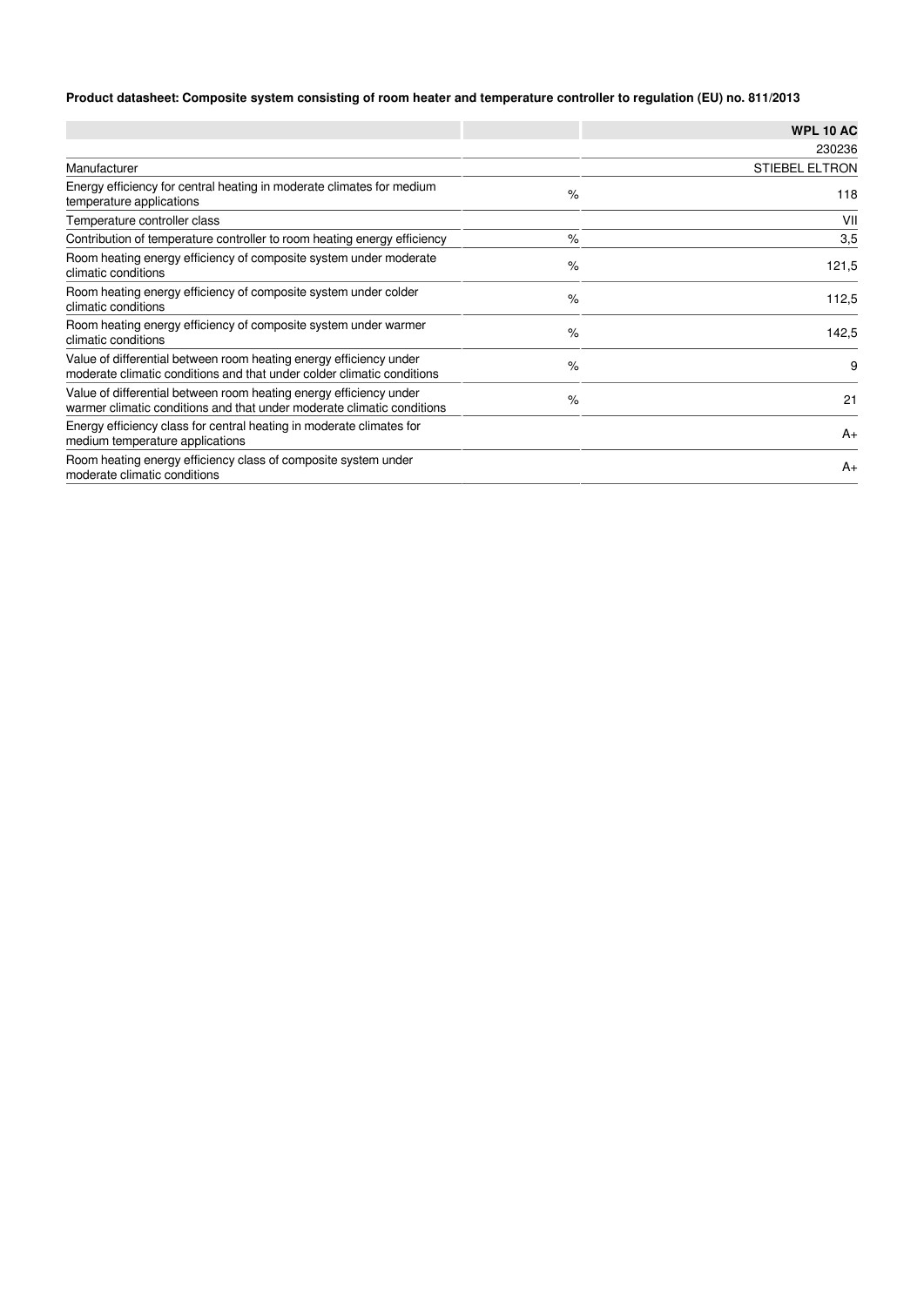**Product datasheet: Composite system consisting of room heater and temperature controller to regulation (EU) no. 811/2013**

| | | WPL 10 AC |
|---|---|---|
| | | 230236 |
| Manufacturer | | STIEBEL ELTRON |
| Energy efficiency for central heating in moderate climates for medium temperature applications | % | 118 |
| Temperature controller class | | VII |
| Contribution of temperature controller to room heating energy efficiency | % | 3,5 |
| Room heating energy efficiency of composite system under moderate climatic conditions | % | 121,5 |
| Room heating energy efficiency of composite system under colder climatic conditions | % | 112,5 |
| Room heating energy efficiency of composite system under warmer climatic conditions | % | 142,5 |
| Value of differential between room heating energy efficiency under moderate climatic conditions and that under colder climatic conditions | % | 9 |
| Value of differential between room heating energy efficiency under warmer climatic conditions and that under moderate climatic conditions | % | 21 |
| Energy efficiency class for central heating in moderate climates for medium temperature applications | | A+ |
| Room heating energy efficiency class of composite system under moderate climatic conditions | | A+ |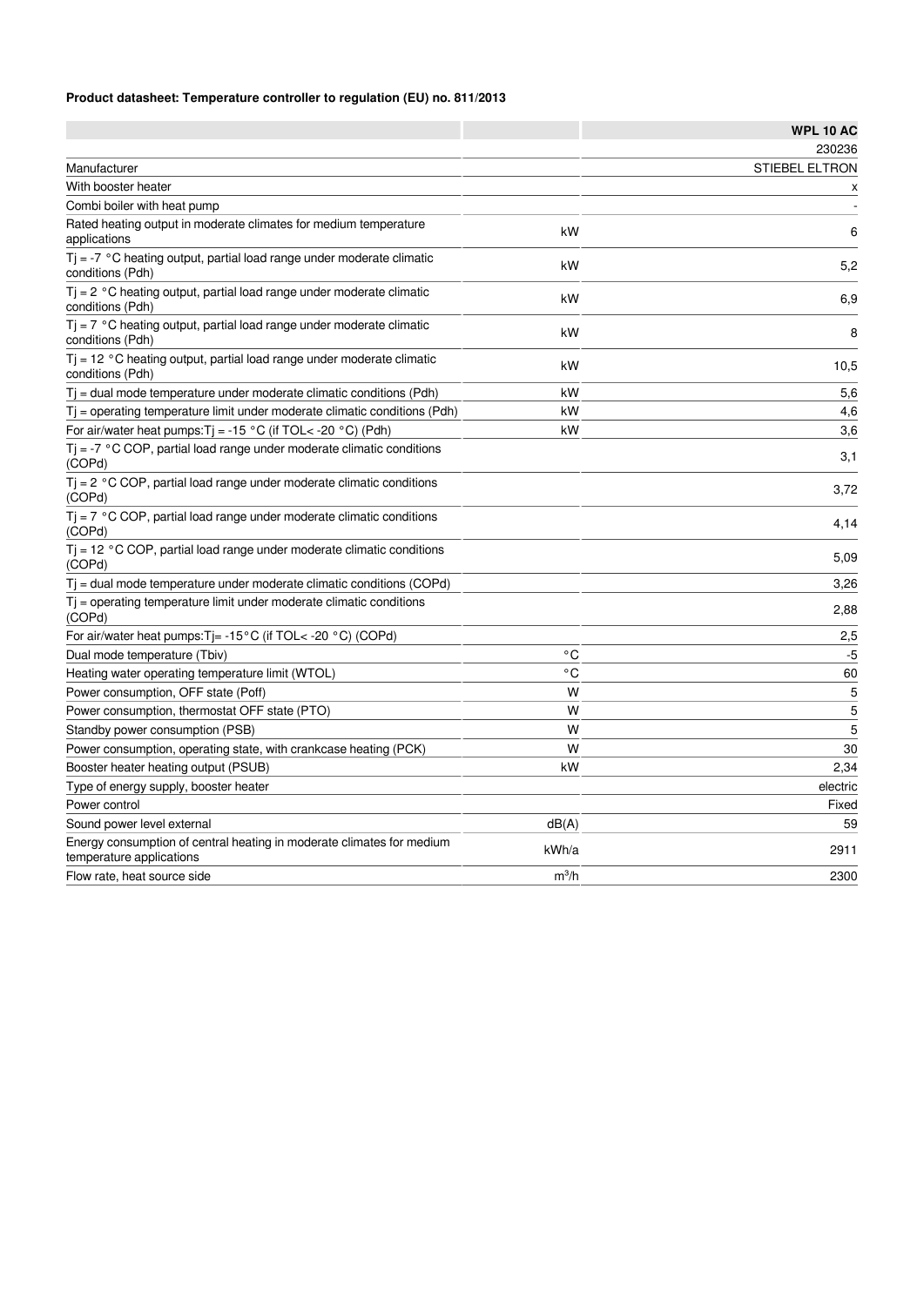**Product datasheet: Temperature controller to regulation (EU) no. 811/2013**

| | | WPL 10 AC |
|---|---|---|
| | | 230236 |
| Manufacturer | | STIEBEL ELTRON |
| With booster heater | | x |
| Combi boiler with heat pump | | - |
| Rated heating output in moderate climates for medium temperature applications | kW | 6 |
| Tj = -7 °C heating output, partial load range under moderate climatic conditions (Pdh) | kW | 5,2 |
| Tj = 2 °C heating output, partial load range under moderate climatic conditions (Pdh) | kW | 6,9 |
| Tj = 7 °C heating output, partial load range under moderate climatic conditions (Pdh) | kW | 8 |
| Tj = 12 °C heating output, partial load range under moderate climatic conditions (Pdh) | kW | 10,5 |
| Tj = dual mode temperature under moderate climatic conditions (Pdh) | kW | 5,6 |
| Tj = operating temperature limit under moderate climatic conditions (Pdh) | kW | 4,6 |
| For air/water heat pumps:Tj = -15 °C (if TOL< -20 °C) (Pdh) | kW | 3,6 |
| Tj = -7 °C COP, partial load range under moderate climatic conditions (COPd) | | 3,1 |
| Tj = 2 °C COP, partial load range under moderate climatic conditions (COPd) | | 3,72 |
| Tj = 7 °C COP, partial load range under moderate climatic conditions (COPd) | | 4,14 |
| Tj = 12 °C COP, partial load range under moderate climatic conditions (COPd) | | 5,09 |
| Tj = dual mode temperature under moderate climatic conditions (COPd) | | 3,26 |
| Tj = operating temperature limit under moderate climatic conditions (COPd) | | 2,88 |
| For air/water heat pumps:Tj= -15°C (if TOL< -20 °C) (COPd) | | 2,5 |
| Dual mode temperature (Tbiv) | °C | -5 |
| Heating water operating temperature limit (WTOL) | °C | 60 |
| Power consumption, OFF state (Poff) | W | 5 |
| Power consumption, thermostat OFF state (PTO) | W | 5 |
| Standby power consumption (PSB) | W | 5 |
| Power consumption, operating state, with crankcase heating (PCK) | W | 30 |
| Booster heater heating output (PSUB) | kW | 2,34 |
| Type of energy supply, booster heater | | electric |
| Power control | | Fixed |
| Sound power level external | dB(A) | 59 |
| Energy consumption of central heating in moderate climates for medium temperature applications | kWh/a | 2911 |
| Flow rate, heat source side | $m^3/h$ | 2300 |